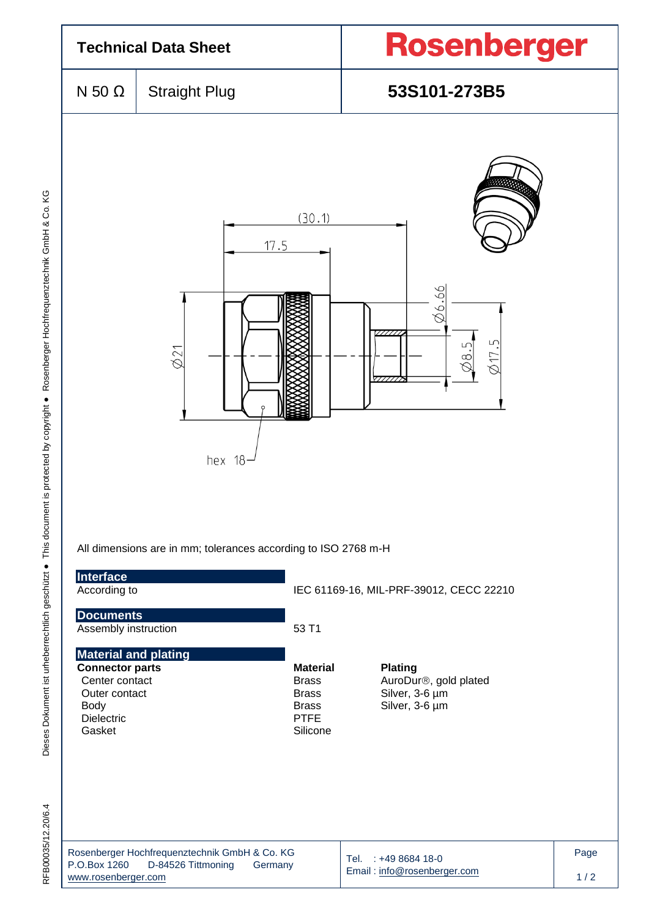# Technical Data Sheet

**Rosenberger**

| N 50 Ω | Straight Plug | 53S101-273B5 |
|---|---|---|

(30.1)
17.5
Ø21
hex 18
Ø6.66
Ø8.5
Ø17.5

All dimensions are in mm; tolerances according to ISO 2768 m-H

## Interface

| | |
|---|---|
| According to | IEC 61169-16, MIL-PRF-39012, CECC 22210 |

## Documents

| | |
|---|---|
| Assembly instruction | 53 T1 |

## Material and plating

| Connector parts | Material | Plating |
|---|---|---|
| Center contact | Brass | AuroDur®, gold plated |
| Outer contact | Brass | Silver, 3-6 µm |
| Body | Brass | Silver, 3-6 µm |
| Dielectric | PTFE | |
| Gasket | Silicone | |

Rosenberger Hochfrequenztechnik GmbH & Co. KG
P.O.Box 1260 D-84526 Tittmoning Germany
www.rosenberger.com

Tel. : +49 8684 18-0
Email : info@rosenberger.com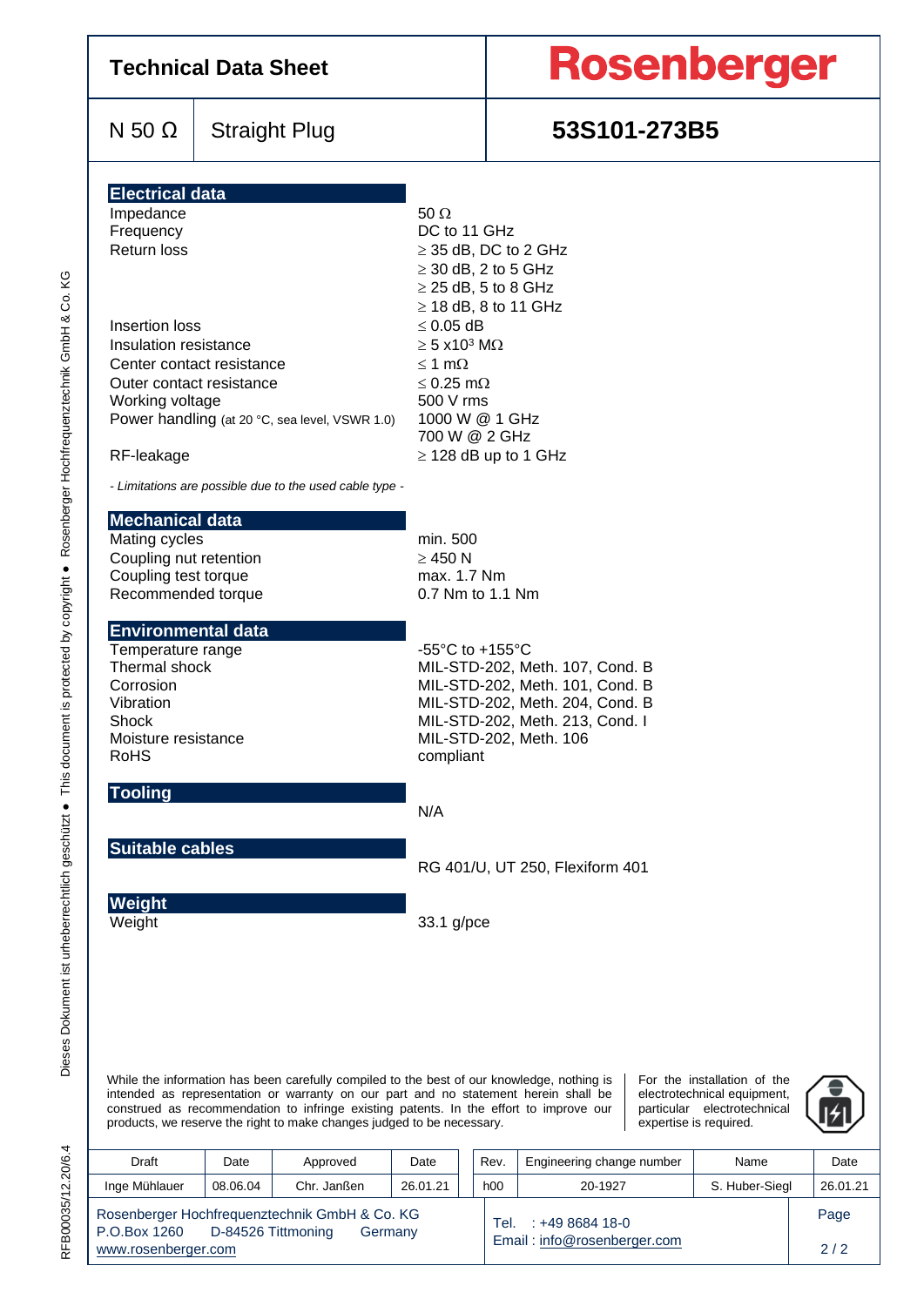# Technical Data Sheet

**Rosenberger**

| N 50 Ω | Straight Plug | **53S101-273B5** |
|---|---|---|

## Electrical data

| | |
|---|---|
| Impedance | 50 Ω |
| Frequency | DC to 11 GHz |
| Return loss | ≥ 35 dB, DC to 2 GHz<br>≥ 30 dB, 2 to 5 GHz<br>≥ 25 dB, 5 to 8 GHz<br>≥ 18 dB, 8 to 11 GHz |
| Insertion loss | ≤ 0.05 dB |
| Insulation resistance | ≥ 5 x10³ MΩ |
| Center contact resistance | ≤ 1 mΩ |
| Outer contact resistance | ≤ 0.25 mΩ |
| Working voltage | 500 V rms |
| Power handling (at 20 °C, sea level, VSWR 1.0) | 1000 W @ 1 GHz<br>700 W @ 2 GHz |
| RF-leakage | ≥ 128 dB up to 1 GHz |

*- Limitations are possible due to the used cable type -*

## Mechanical data

| | |
|---|---|
| Mating cycles | min. 500 |
| Coupling nut retention | ≥ 450 N |
| Coupling test torque | max. 1.7 Nm |
| Recommended torque | 0.7 Nm to 1.1 Nm |

## Environmental data

| | |
|---|---|
| Temperature range | -55°C to +155°C |
| Thermal shock | MIL-STD-202, Meth. 107, Cond. B |
| Corrosion | MIL-STD-202, Meth. 101, Cond. B |
| Vibration | MIL-STD-202, Meth. 204, Cond. B |
| Shock | MIL-STD-202, Meth. 213, Cond. I |
| Moisture resistance | MIL-STD-202, Meth. 106 |
| RoHS | compliant |

## Tooling

N/A

## Suitable cables

RG 401/U, UT 250, Flexiform 401

## Weight

| | |
|---|---|
| Weight | 33.1 g/pce |

While the information has been carefully compiled to the best of our knowledge, nothing is intended as representation or warranty on our part and no statement herein shall be construed as recommendation to infringe existing patents. In the effort to improve our products, we reserve the right to make changes judged to be necessary.

For the installation of the electrotechnical equipment, particular electrotechnical expertise is required.

| Draft | Date | Approved | Date | Rev. | Engineering change number | Name | Date |
|---|---|---|---|---|---|---|---|
| Inge Mühlauer | 08.06.04 | Chr. Janßen | 26.01.21 | h00 | 20-1927 | S. Huber-Siegl | 26.01.21 |

Rosenberger Hochfrequenztechnik GmbH & Co. KG
P.O.Box 1260 D-84526 Tittmoning Germany
www.rosenberger.com

Tel. : +49 8684 18-0
Email : info@rosenberger.com

RFB00035/12.20/6.4

Dieses Dokument ist urheberrechtlich geschützt ● This document is protected by copyright ● Rosenberger Hochfrequenztechnik GmbH & Co. KG